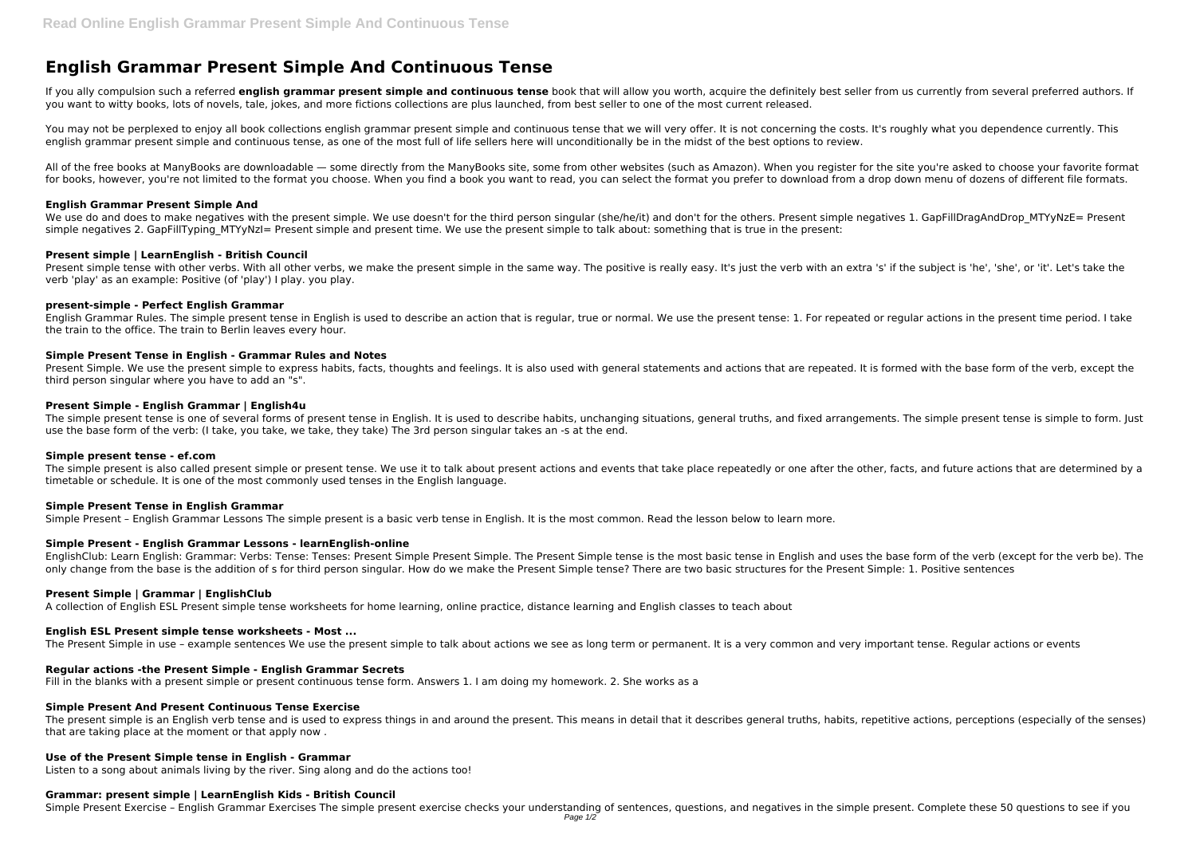# English Grammar Present Simple And Continuous Tense

If you ally compulsion such a referred **english grammar present simple and continuous tense** book that will allow you worth, acquire the definitely best seller from us currently from several preferred authors. If you want to witty books, lots of novels, tale, jokes, and more fictions collections are plus launched, from best seller to one of the most current released.

You may not be perplexed to enjoy all book collections english grammar present simple and continuous tense that we will very offer. It is not concerning the costs. It's roughly what you dependence currently. This english grammar present simple and continuous tense, as one of the most full of life sellers here will unconditionally be in the midst of the best options to review.

All of the free books at ManyBooks are downloadable — some directly from the ManyBooks site, some from other websites (such as Amazon). When you register for the site you're asked to choose your favorite format for books, however, you're not limited to the format you choose. When you find a book you want to read, you can select the format you prefer to download from a drop down menu of dozens of different file formats.

### English Grammar Present Simple And

We use do and does to make negatives with the present simple. We use doesn't for the third person singular (she/he/it) and don't for the others. Present simple negatives 1. GapFillDragAndDrop_MTYyNzE= Present simple negatives 2. GapFillTyping_MTYyNzI= Present simple and present time. We use the present simple to talk about: something that is true in the present:

### Present simple | LearnEnglish - British Council

Present simple tense with other verbs. With all other verbs, we make the present simple in the same way. The positive is really easy. It's just the verb with an extra 's' if the subject is 'he', 'she', or 'it'. Let's take the verb 'play' as an example: Positive (of 'play') I play. you play.

### present-simple - Perfect English Grammar

English Grammar Rules. The simple present tense in English is used to describe an action that is regular, true or normal. We use the present tense: 1. For repeated or regular actions in the present time period. I take the train to the office. The train to Berlin leaves every hour.

### Simple Present Tense in English - Grammar Rules and Notes

Present Simple. We use the present simple to express habits, facts, thoughts and feelings. It is also used with general statements and actions that are repeated. It is formed with the base form of the verb, except the third person singular where you have to add an "s".

### Present Simple - English Grammar | English4u

The simple present tense is one of several forms of present tense in English. It is used to describe habits, unchanging situations, general truths, and fixed arrangements. The simple present tense is simple to form. Just use the base form of the verb: (I take, you take, we take, they take) The 3rd person singular takes an -s at the end.

### Simple present tense - ef.com

The simple present is also called present simple or present tense. We use it to talk about present actions and events that take place repeatedly or one after the other, facts, and future actions that are determined by a timetable or schedule. It is one of the most commonly used tenses in the English language.

### Simple Present Tense in English Grammar

Simple Present – English Grammar Lessons The simple present is a basic verb tense in English. It is the most common. Read the lesson below to learn more.

### Simple Present - English Grammar Lessons - learnEnglish-online

EnglishClub: Learn English: Grammar: Verbs: Tense: Tenses: Present Simple Present Simple. The Present Simple tense is the most basic tense in English and uses the base form of the verb (except for the verb be). The only change from the base is the addition of s for third person singular. How do we make the Present Simple tense? There are two basic structures for the Present Simple: 1. Positive sentences

### Present Simple | Grammar | EnglishClub

A collection of English ESL Present simple tense worksheets for home learning, online practice, distance learning and English classes to teach about

### English ESL Present simple tense worksheets - Most ...

The Present Simple in use – example sentences We use the present simple to talk about actions we see as long term or permanent. It is a very common and very important tense. Regular actions or events

### Regular actions -the Present Simple - English Grammar Secrets

Fill in the blanks with a present simple or present continuous tense form. Answers 1. I am doing my homework. 2. She works as a

### Simple Present And Present Continuous Tense Exercise

The present simple is an English verb tense and is used to express things in and around the present. This means in detail that it describes general truths, habits, repetitive actions, perceptions (especially of the senses) that are taking place at the moment or that apply now .

### Use of the Present Simple tense in English - Grammar

Listen to a song about animals living by the river. Sing along and do the actions too!

### Grammar: present simple | LearnEnglish Kids - British Council

Simple Present Exercise – English Grammar Exercises The simple present exercise checks your understanding of sentences, questions, and negatives in the simple present. Complete these 50 questions to see if you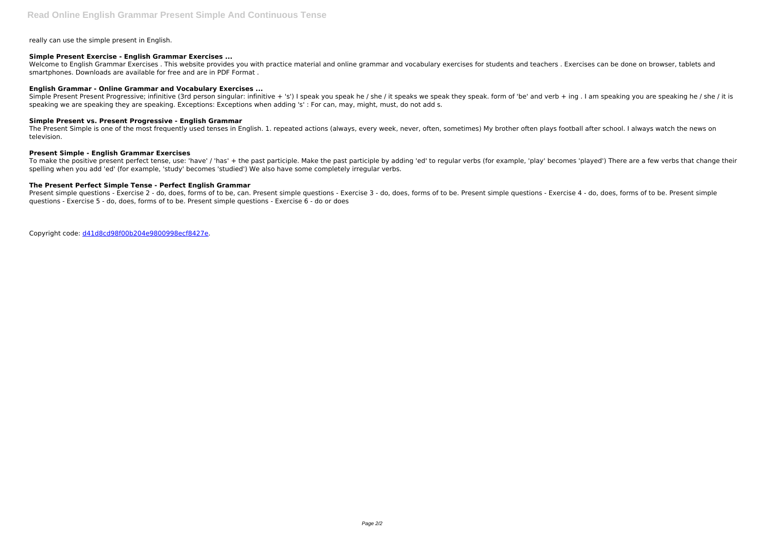really can use the simple present in English.

### Simple Present Exercise - English Grammar Exercises ...

Welcome to English Grammar Exercises . This website provides you with practice material and online grammar and vocabulary exercises for students and teachers . Exercises can be done on browser, tablets and smartphones. Downloads are available for free and are in PDF Format .

### English Grammar - Online Grammar and Vocabulary Exercises ...

Simple Present Present Progressive; infinitive (3rd person singular: infinitive + 's') I speak you speak he / she / it speaks we speak they speak. form of 'be' and verb + ing . I am speaking you are speaking he / she / it is speaking we are speaking they are speaking. Exceptions: Exceptions when adding 's' : For can, may, might, must, do not add s.

### Simple Present vs. Present Progressive - English Grammar

The Present Simple is one of the most frequently used tenses in English. 1. repeated actions (always, every week, never, often, sometimes) My brother often plays football after school. I always watch the news on television.

### Present Simple - English Grammar Exercises

To make the positive present perfect tense, use: 'have' / 'has' + the past participle. Make the past participle by adding 'ed' to regular verbs (for example, 'play' becomes 'played') There are a few verbs that change their spelling when you add 'ed' (for example, 'study' becomes 'studied') We also have some completely irregular verbs.

### The Present Perfect Simple Tense - Perfect English Grammar

Present simple questions - Exercise 2 - do, does, forms of to be, can. Present simple questions - Exercise 3 - do, does, forms of to be. Present simple questions - Exercise 4 - do, does, forms of to be. Present simple questions - Exercise 5 - do, does, forms of to be. Present simple questions - Exercise 6 - do or does

Copyright code: d41d8cd98f00b204e9800998ecf8427e.